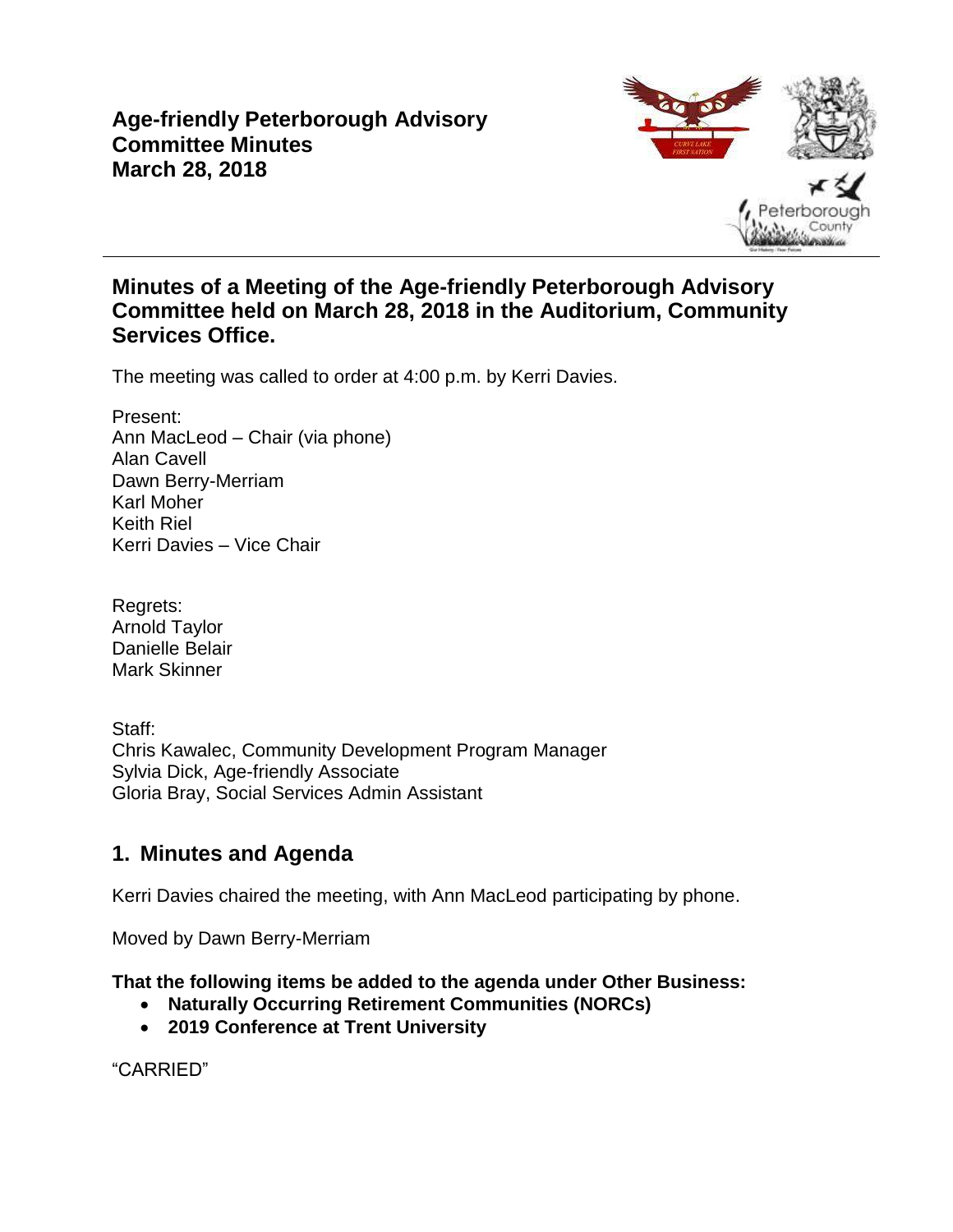# Age-friendly Peterborough Advisory Committee Minutes
# March 28, 2018

## Minutes of a Meeting of the Age-friendly Peterborough Advisory Committee held on March 28, 2018 in the Auditorium, Community Services Office.

The meeting was called to order at 4:00 p.m. by Kerri Davies.

Present:
Ann MacLeod – Chair (via phone)
Alan Cavell
Dawn Berry-Merriam
Karl Moher
Keith Riel
Kerri Davies – Vice Chair

Regrets:
Arnold Taylor
Danielle Belair
Mark Skinner

Staff:
Chris Kawalec, Community Development Program Manager
Sylvia Dick, Age-friendly Associate
Gloria Bray, Social Services Admin Assistant

## 1. Minutes and Agenda

Kerri Davies chaired the meeting, with Ann MacLeod participating by phone.

Moved by Dawn Berry-Merriam

**That the following items be added to the agenda under Other Business:**

- **Naturally Occurring Retirement Communities (NORCs)**
- **2019 Conference at Trent University**

"CARRIED"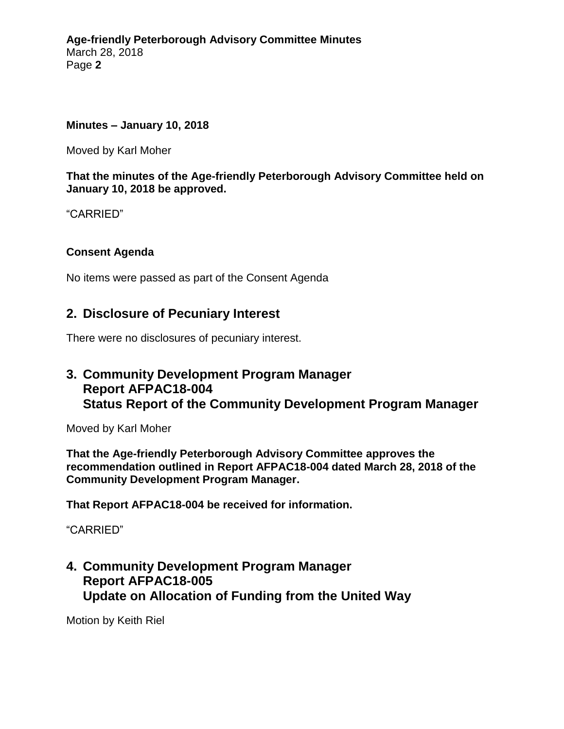**Minutes – January 10, 2018**

Moved by Karl Moher

**That the minutes of the Age-friendly Peterborough Advisory Committee held on January 10, 2018 be approved.**

"CARRIED"

**Consent Agenda**

No items were passed as part of the Consent Agenda

## 2. Disclosure of Pecuniary Interest

There were no disclosures of pecuniary interest.

## 3. Community Development Program Manager Report AFPAC18-004 Status Report of the Community Development Program Manager

Moved by Karl Moher

**That the Age-friendly Peterborough Advisory Committee approves the recommendation outlined in Report AFPAC18-004 dated March 28, 2018 of the Community Development Program Manager.**

**That Report AFPAC18-004 be received for information.**

"CARRIED"

## 4. Community Development Program Manager Report AFPAC18-005 Update on Allocation of Funding from the United Way

Motion by Keith Riel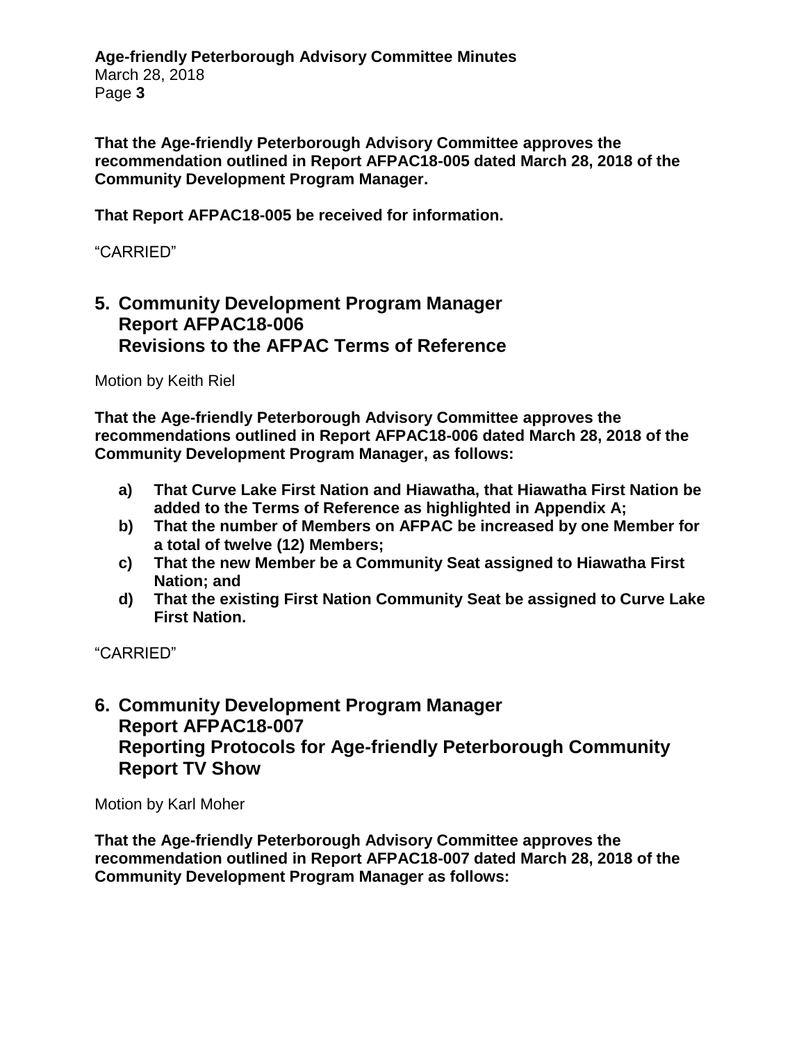**That the Age-friendly Peterborough Advisory Committee approves the recommendation outlined in Report AFPAC18-005 dated March 28, 2018 of the Community Development Program Manager.**

**That Report AFPAC18-005 be received for information.**

"CARRIED"

## 5. Community Development Program Manager Report AFPAC18-006 Revisions to the AFPAC Terms of Reference

Motion by Keith Riel

**That the Age-friendly Peterborough Advisory Committee approves the recommendations outlined in Report AFPAC18-006 dated March 28, 2018 of the Community Development Program Manager, as follows:**

- **a) That Curve Lake First Nation and Hiawatha, that Hiawatha First Nation be added to the Terms of Reference as highlighted in Appendix A;**
- **b) That the number of Members on AFPAC be increased by one Member for a total of twelve (12) Members;**
- **c) That the new Member be a Community Seat assigned to Hiawatha First Nation; and**
- **d) That the existing First Nation Community Seat be assigned to Curve Lake First Nation.**

"CARRIED"

## 6. Community Development Program Manager Report AFPAC18-007 Reporting Protocols for Age-friendly Peterborough Community Report TV Show

Motion by Karl Moher

**That the Age-friendly Peterborough Advisory Committee approves the recommendation outlined in Report AFPAC18-007 dated March 28, 2018 of the Community Development Program Manager as follows:**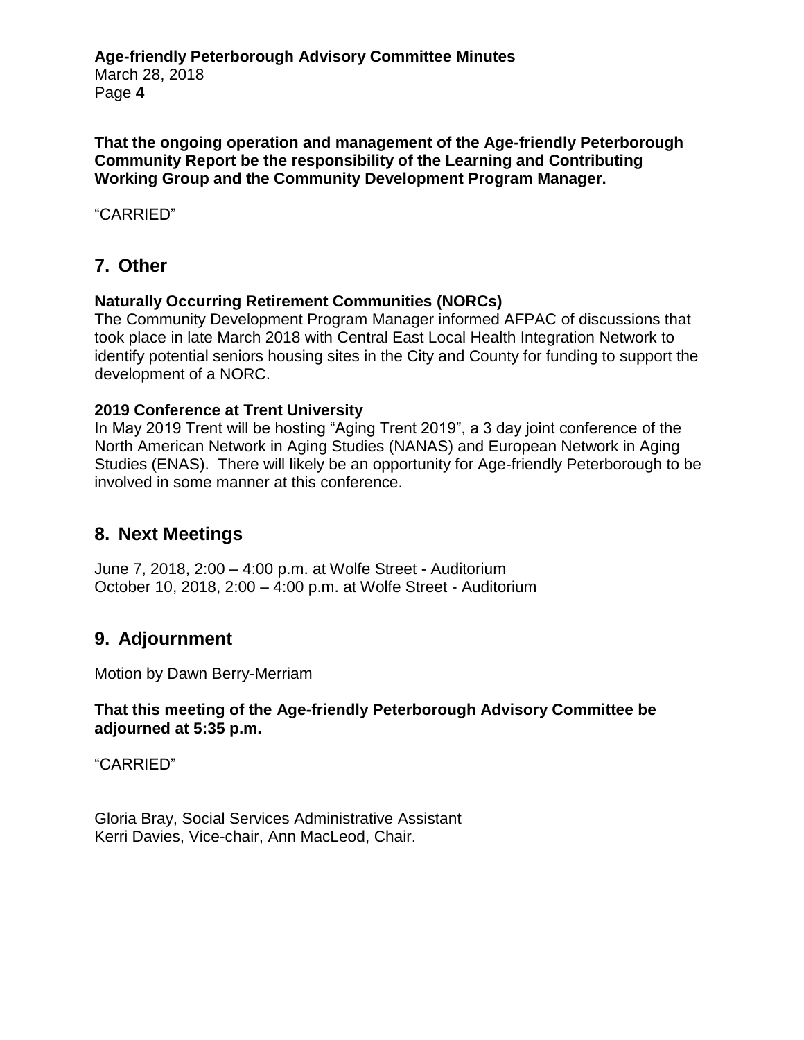**That the ongoing operation and management of the Age-friendly Peterborough Community Report be the responsibility of the Learning and Contributing Working Group and the Community Development Program Manager.**

"CARRIED"

## 7. Other

**Naturally Occurring Retirement Communities (NORCs)**

The Community Development Program Manager informed AFPAC of discussions that took place in late March 2018 with Central East Local Health Integration Network to identify potential seniors housing sites in the City and County for funding to support the development of a NORC.

**2019 Conference at Trent University**

In May 2019 Trent will be hosting "Aging Trent 2019", a 3 day joint conference of the North American Network in Aging Studies (NANAS) and European Network in Aging Studies (ENAS). There will likely be an opportunity for Age-friendly Peterborough to be involved in some manner at this conference.

## 8. Next Meetings

June 7, 2018, 2:00 – 4:00 p.m. at Wolfe Street - Auditorium
October 10, 2018, 2:00 – 4:00 p.m. at Wolfe Street - Auditorium

## 9. Adjournment

Motion by Dawn Berry-Merriam

**That this meeting of the Age-friendly Peterborough Advisory Committee be adjourned at 5:35 p.m.**

"CARRIED"

Gloria Bray, Social Services Administrative Assistant
Kerri Davies, Vice-chair, Ann MacLeod, Chair.